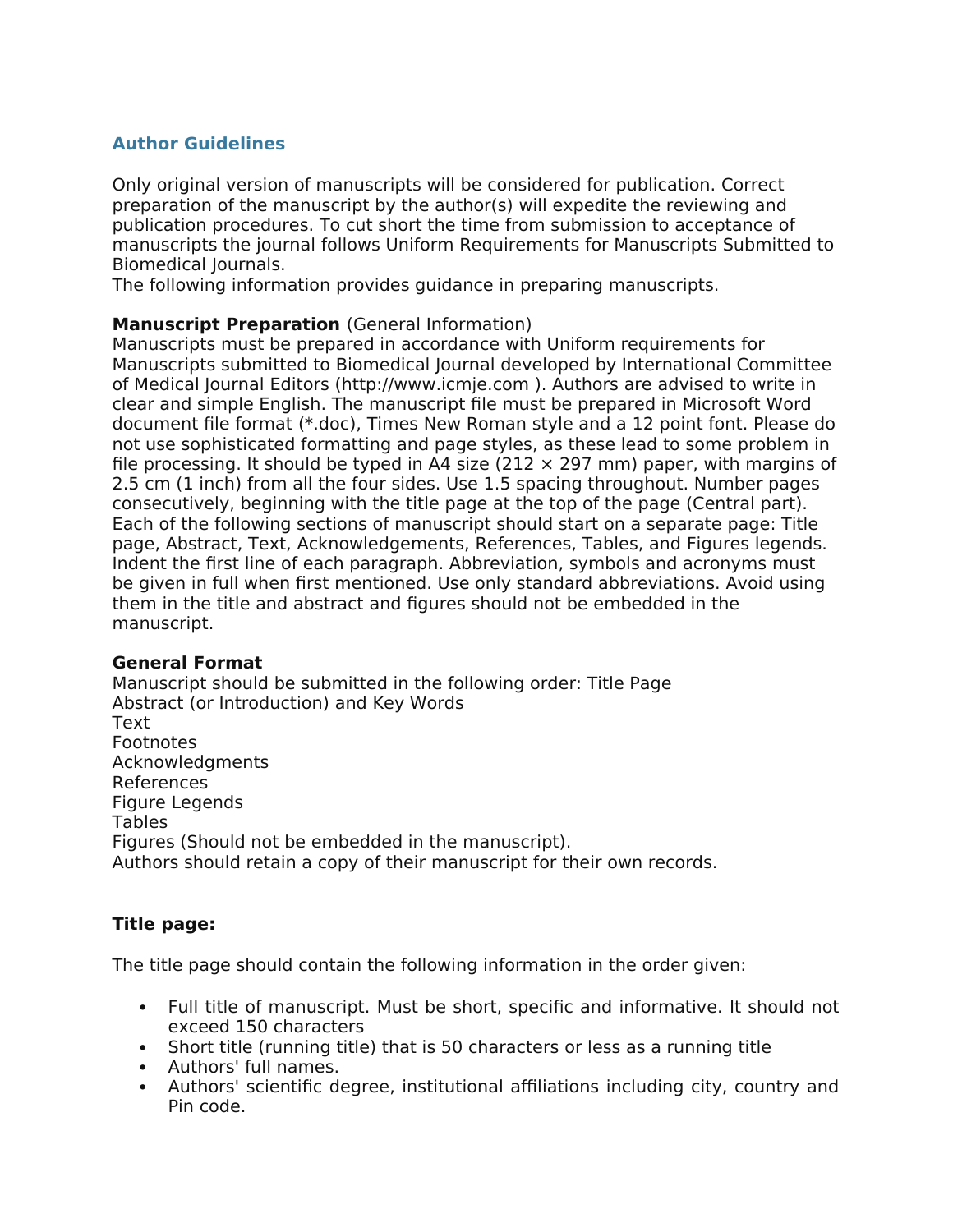## Author Guidelines

Only original version of manuscripts will be considered for publication. Correct preparation of the manuscript by the author(s) will expedite the reviewing and publication procedures. To cut short the time from submission to acceptance of manuscripts the journal follows Uniform Requirements for Manuscripts Submitted to Biomedical Journals.
The following information provides guidance in preparing manuscripts.

**Manuscript Preparation** (General Information)
Manuscripts must be prepared in accordance with Uniform requirements for Manuscripts submitted to Biomedical Journal developed by International Committee of Medical Journal Editors (http://www.icmje.com ). Authors are advised to write in clear and simple English. The manuscript file must be prepared in Microsoft Word document file format (*.doc), Times New Roman style and a 12 point font. Please do not use sophisticated formatting and page styles, as these lead to some problem in file processing. It should be typed in A4 size (212 × 297 mm) paper, with margins of 2.5 cm (1 inch) from all the four sides. Use 1.5 spacing throughout. Number pages consecutively, beginning with the title page at the top of the page (Central part). Each of the following sections of manuscript should start on a separate page: Title page, Abstract, Text, Acknowledgements, References, Tables, and Figures legends. Indent the first line of each paragraph. Abbreviation, symbols and acronyms must be given in full when first mentioned. Use only standard abbreviations. Avoid using them in the title and abstract and figures should not be embedded in the manuscript.

**General Format**
Manuscript should be submitted in the following order: Title Page
Abstract (or Introduction) and Key Words
Text
Footnotes
Acknowledgments
References
Figure Legends
Tables
Figures (Should not be embedded in the manuscript).
Authors should retain a copy of their manuscript for their own records.

**Title page:**

The title page should contain the following information in the order given:

- Full title of manuscript. Must be short, specific and informative. It should not exceed 150 characters
- Short title (running title) that is 50 characters or less as a running title
- Authors' full names.
- Authors' scientific degree, institutional affiliations including city, country and Pin code.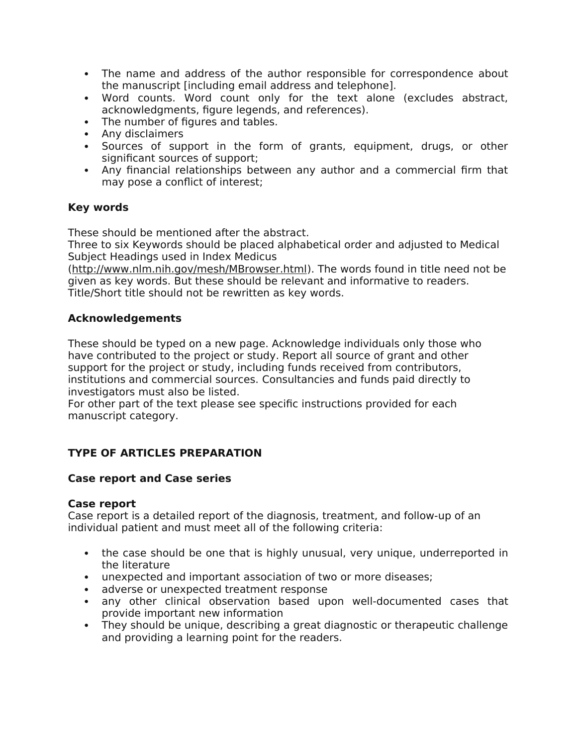- The name and address of the author responsible for correspondence about the manuscript [including email address and telephone].
- Word counts. Word count only for the text alone (excludes abstract, acknowledgments, figure legends, and references).
- The number of figures and tables.
- Any disclaimers
- Sources of support in the form of grants, equipment, drugs, or other significant sources of support;
- Any financial relationships between any author and a commercial firm that may pose a conflict of interest;

**Key words**

These should be mentioned after the abstract.
Three to six Keywords should be placed alphabetical order and adjusted to Medical Subject Headings used in Index Medicus (http://www.nlm.nih.gov/mesh/MBrowser.html). The words found in title need not be given as key words. But these should be relevant and informative to readers. Title/Short title should not be rewritten as key words.

**Acknowledgements**

These should be typed on a new page. Acknowledge individuals only those who have contributed to the project or study. Report all source of grant and other support for the project or study, including funds received from contributors, institutions and commercial sources. Consultancies and funds paid directly to investigators must also be listed.
For other part of the text please see specific instructions provided for each manuscript category.

**TYPE OF ARTICLES PREPARATION**

**Case report and Case series**

**Case report**
Case report is a detailed report of the diagnosis, treatment, and follow-up of an individual patient and must meet all of the following criteria:

- the case should be one that is highly unusual, very unique, underreported in the literature
- unexpected and important association of two or more diseases;
- adverse or unexpected treatment response
- any other clinical observation based upon well-documented cases that provide important new information
- They should be unique, describing a great diagnostic or therapeutic challenge and providing a learning point for the readers.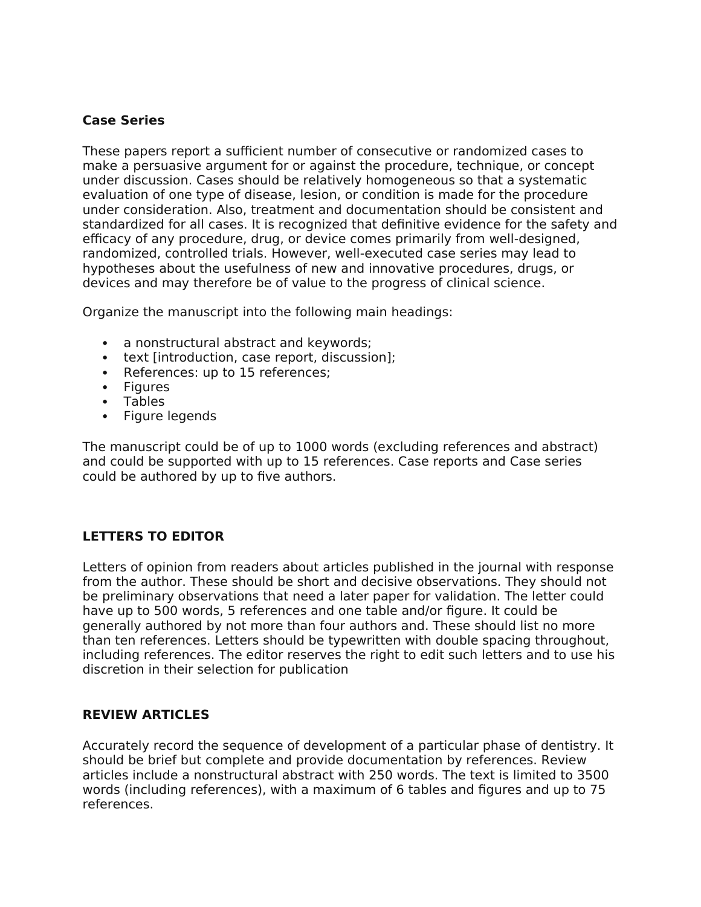**Case Series**

These papers report a sufficient number of consecutive or randomized cases to make a persuasive argument for or against the procedure, technique, or concept under discussion. Cases should be relatively homogeneous so that a systematic evaluation of one type of disease, lesion, or condition is made for the procedure under consideration. Also, treatment and documentation should be consistent and standardized for all cases. It is recognized that definitive evidence for the safety and efficacy of any procedure, drug, or device comes primarily from well-designed, randomized, controlled trials. However, well-executed case series may lead to hypotheses about the usefulness of new and innovative procedures, drugs, or devices and may therefore be of value to the progress of clinical science.

Organize the manuscript into the following main headings:

- a nonstructural abstract and keywords;
- text [introduction, case report, discussion];
- References: up to 15 references;
- Figures
- Tables
- Figure legends

The manuscript could be of up to 1000 words (excluding references and abstract) and could be supported with up to 15 references. Case reports and Case series could be authored by up to five authors.

**LETTERS TO EDITOR**

Letters of opinion from readers about articles published in the journal with response from the author. These should be short and decisive observations. They should not be preliminary observations that need a later paper for validation. The letter could have up to 500 words, 5 references and one table and/or figure. It could be generally authored by not more than four authors and. These should list no more than ten references. Letters should be typewritten with double spacing throughout, including references. The editor reserves the right to edit such letters and to use his discretion in their selection for publication

**REVIEW ARTICLES**

Accurately record the sequence of development of a particular phase of dentistry. It should be brief but complete and provide documentation by references. Review articles include a nonstructural abstract with 250 words. The text is limited to 3500 words (including references), with a maximum of 6 tables and figures and up to 75 references.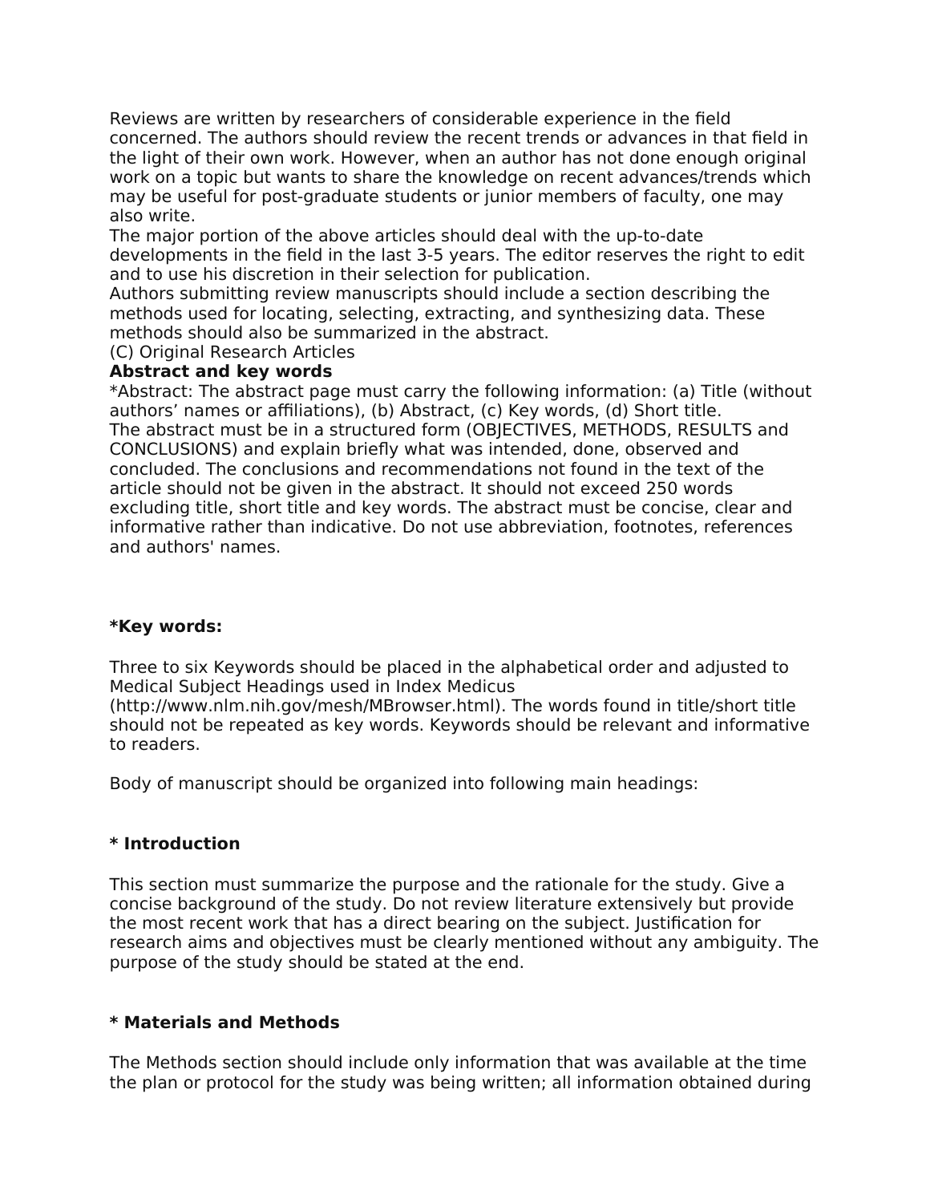Reviews are written by researchers of considerable experience in the field concerned. The authors should review the recent trends or advances in that field in the light of their own work. However, when an author has not done enough original work on a topic but wants to share the knowledge on recent advances/trends which may be useful for post-graduate students or junior members of faculty, one may also write.

The major portion of the above articles should deal with the up-to-date developments in the field in the last 3-5 years. The editor reserves the right to edit and to use his discretion in their selection for publication.

Authors submitting review manuscripts should include a section describing the methods used for locating, selecting, extracting, and synthesizing data. These methods should also be summarized in the abstract.

(C) Original Research Articles

**Abstract and key words**

*Abstract: The abstract page must carry the following information: (a) Title (without authors' names or affiliations), (b) Abstract, (c) Key words, (d) Short title.

The abstract must be in a structured form (OBJECTIVES, METHODS, RESULTS and CONCLUSIONS) and explain briefly what was intended, done, observed and concluded. The conclusions and recommendations not found in the text of the article should not be given in the abstract. It should not exceed 250 words excluding title, short title and key words. The abstract must be concise, clear and informative rather than indicative. Do not use abbreviation, footnotes, references and authors' names.

**\*Key words:**

Three to six Keywords should be placed in the alphabetical order and adjusted to Medical Subject Headings used in Index Medicus (http://www.nlm.nih.gov/mesh/MBrowser.html). The words found in title/short title should not be repeated as key words. Keywords should be relevant and informative to readers.

Body of manuscript should be organized into following main headings:

**\* Introduction**

This section must summarize the purpose and the rationale for the study. Give a concise background of the study. Do not review literature extensively but provide the most recent work that has a direct bearing on the subject. Justification for research aims and objectives must be clearly mentioned without any ambiguity. The purpose of the study should be stated at the end.

**\* Materials and Methods**

The Methods section should include only information that was available at the time the plan or protocol for the study was being written; all information obtained during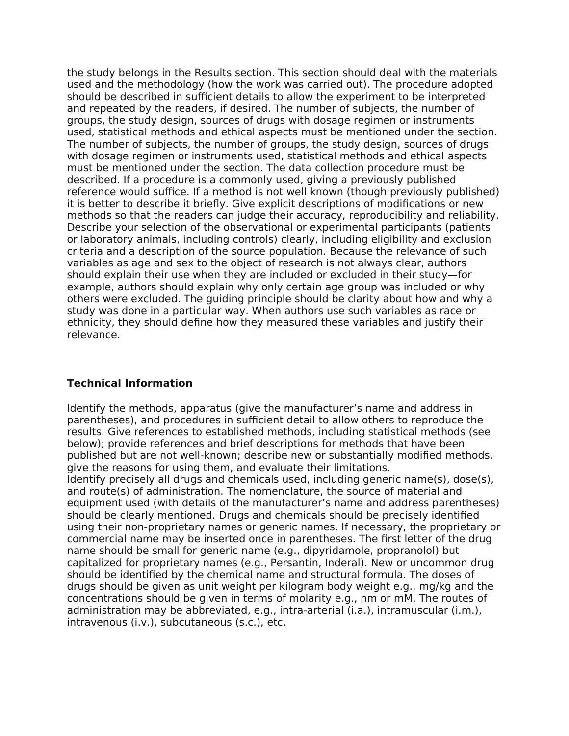the study belongs in the Results section. This section should deal with the materials used and the methodology (how the work was carried out). The procedure adopted should be described in sufficient details to allow the experiment to be interpreted and repeated by the readers, if desired. The number of subjects, the number of groups, the study design, sources of drugs with dosage regimen or instruments used, statistical methods and ethical aspects must be mentioned under the section. The number of subjects, the number of groups, the study design, sources of drugs with dosage regimen or instruments used, statistical methods and ethical aspects must be mentioned under the section. The data collection procedure must be described. If a procedure is a commonly used, giving a previously published reference would suffice. If a method is not well known (though previously published) it is better to describe it briefly. Give explicit descriptions of modifications or new methods so that the readers can judge their accuracy, reproducibility and reliability. Describe your selection of the observational or experimental participants (patients or laboratory animals, including controls) clearly, including eligibility and exclusion criteria and a description of the source population. Because the relevance of such variables as age and sex to the object of research is not always clear, authors should explain their use when they are included or excluded in their study—for example, authors should explain why only certain age group was included or why others were excluded. The guiding principle should be clarity about how and why a study was done in a particular way. When authors use such variables as race or ethnicity, they should define how they measured these variables and justify their relevance.

**Technical Information**

Identify the methods, apparatus (give the manufacturer's name and address in parentheses), and procedures in sufficient detail to allow others to reproduce the results. Give references to established methods, including statistical methods (see below); provide references and brief descriptions for methods that have been published but are not well-known; describe new or substantially modified methods, give the reasons for using them, and evaluate their limitations.
Identify precisely all drugs and chemicals used, including generic name(s), dose(s), and route(s) of administration. The nomenclature, the source of material and equipment used (with details of the manufacturer's name and address parentheses) should be clearly mentioned. Drugs and chemicals should be precisely identified using their non-proprietary names or generic names. If necessary, the proprietary or commercial name may be inserted once in parentheses. The first letter of the drug name should be small for generic name (e.g., dipyridamole, propranolol) but capitalized for proprietary names (e.g., Persantin, Inderal). New or uncommon drug should be identified by the chemical name and structural formula. The doses of drugs should be given as unit weight per kilogram body weight e.g., mg/kg and the concentrations should be given in terms of molarity e.g., nm or mM. The routes of administration may be abbreviated, e.g., intra-arterial (i.a.), intramuscular (i.m.), intravenous (i.v.), subcutaneous (s.c.), etc.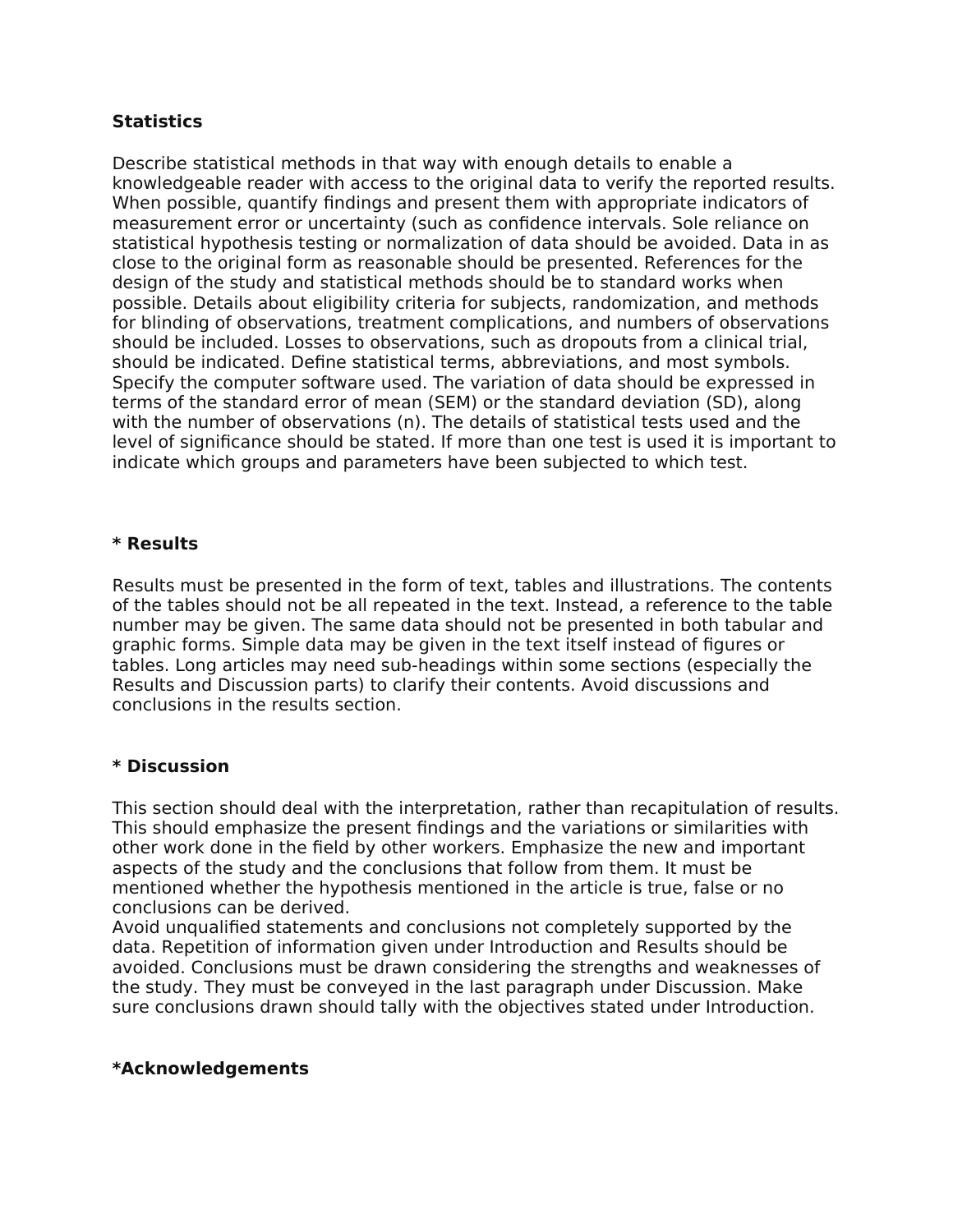**Statistics**

Describe statistical methods in that way with enough details to enable a knowledgeable reader with access to the original data to verify the reported results. When possible, quantify findings and present them with appropriate indicators of measurement error or uncertainty (such as confidence intervals. Sole reliance on statistical hypothesis testing or normalization of data should be avoided. Data in as close to the original form as reasonable should be presented. References for the design of the study and statistical methods should be to standard works when possible. Details about eligibility criteria for subjects, randomization, and methods for blinding of observations, treatment complications, and numbers of observations should be included. Losses to observations, such as dropouts from a clinical trial, should be indicated. Define statistical terms, abbreviations, and most symbols. Specify the computer software used. The variation of data should be expressed in terms of the standard error of mean (SEM) or the standard deviation (SD), along with the number of observations (n). The details of statistical tests used and the level of significance should be stated. If more than one test is used it is important to indicate which groups and parameters have been subjected to which test.

**\* Results**

Results must be presented in the form of text, tables and illustrations. The contents of the tables should not be all repeated in the text. Instead, a reference to the table number may be given. The same data should not be presented in both tabular and graphic forms. Simple data may be given in the text itself instead of figures or tables. Long articles may need sub-headings within some sections (especially the Results and Discussion parts) to clarify their contents. Avoid discussions and conclusions in the results section.

**\* Discussion**

This section should deal with the interpretation, rather than recapitulation of results. This should emphasize the present findings and the variations or similarities with other work done in the field by other workers. Emphasize the new and important aspects of the study and the conclusions that follow from them. It must be mentioned whether the hypothesis mentioned in the article is true, false or no conclusions can be derived.
Avoid unqualified statements and conclusions not completely supported by the data. Repetition of information given under Introduction and Results should be avoided. Conclusions must be drawn considering the strengths and weaknesses of the study. They must be conveyed in the last paragraph under Discussion. Make sure conclusions drawn should tally with the objectives stated under Introduction.

**\*Acknowledgements**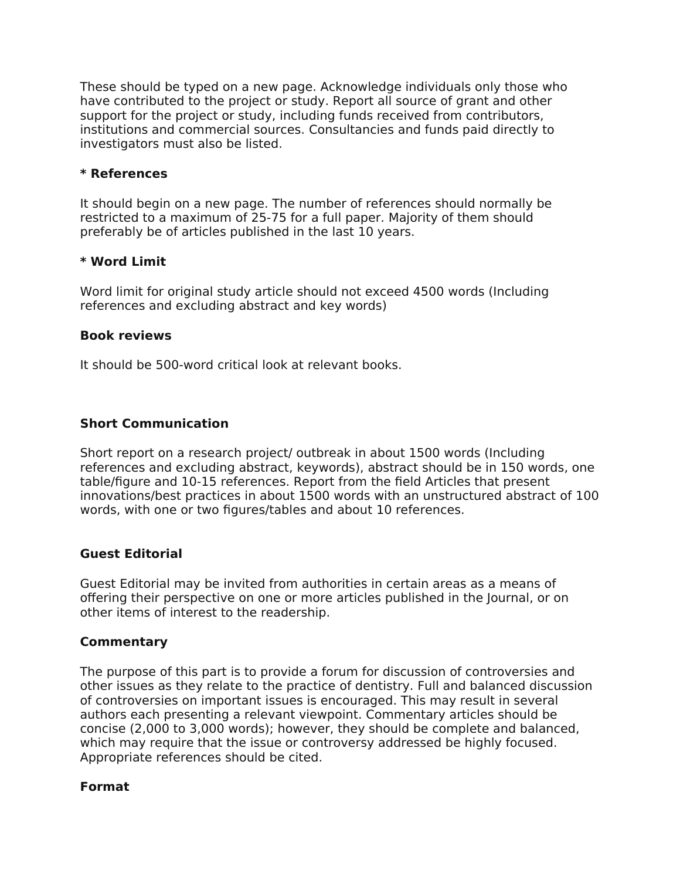These should be typed on a new page. Acknowledge individuals only those who have contributed to the project or study. Report all source of grant and other support for the project or study, including funds received from contributors, institutions and commercial sources. Consultancies and funds paid directly to investigators must also be listed.

**\* References**

It should begin on a new page. The number of references should normally be restricted to a maximum of 25-75 for a full paper. Majority of them should preferably be of articles published in the last 10 years.

**\* Word Limit**

Word limit for original study article should not exceed 4500 words (Including references and excluding abstract and key words)

**Book reviews**

It should be 500-word critical look at relevant books.

**Short Communication**

Short report on a research project/ outbreak in about 1500 words (Including references and excluding abstract, keywords), abstract should be in 150 words, one table/figure and 10-15 references. Report from the field Articles that present innovations/best practices in about 1500 words with an unstructured abstract of 100 words, with one or two figures/tables and about 10 references.

**Guest Editorial**

Guest Editorial may be invited from authorities in certain areas as a means of offering their perspective on one or more articles published in the Journal, or on other items of interest to the readership.

**Commentary**

The purpose of this part is to provide a forum for discussion of controversies and other issues as they relate to the practice of dentistry. Full and balanced discussion of controversies on important issues is encouraged. This may result in several authors each presenting a relevant viewpoint. Commentary articles should be concise (2,000 to 3,000 words); however, they should be complete and balanced, which may require that the issue or controversy addressed be highly focused. Appropriate references should be cited.

**Format**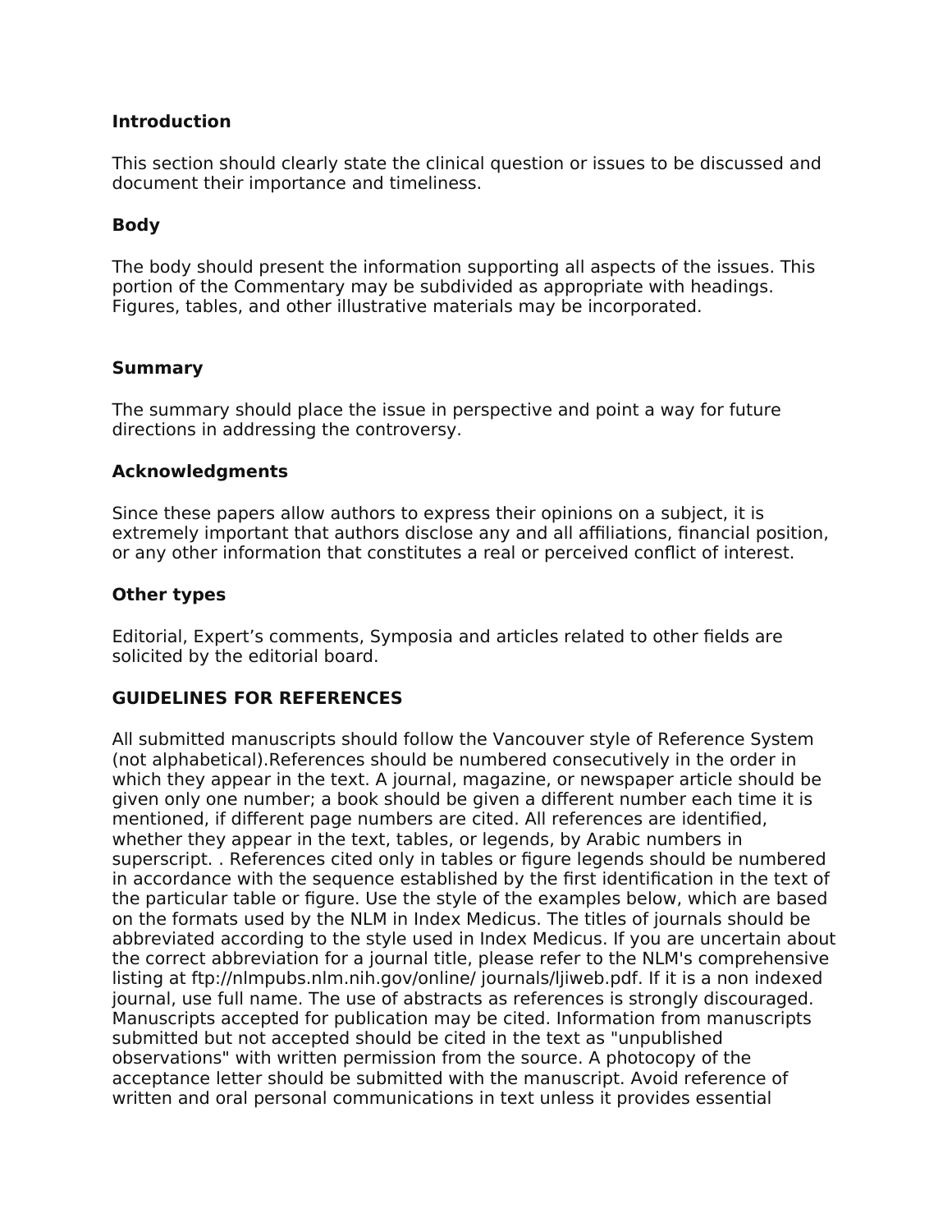**Introduction**

This section should clearly state the clinical question or issues to be discussed and document their importance and timeliness.

**Body**

The body should present the information supporting all aspects of the issues. This portion of the Commentary may be subdivided as appropriate with headings. Figures, tables, and other illustrative materials may be incorporated.

**Summary**

The summary should place the issue in perspective and point a way for future directions in addressing the controversy.

**Acknowledgments**

Since these papers allow authors to express their opinions on a subject, it is extremely important that authors disclose any and all affiliations, financial position, or any other information that constitutes a real or perceived conflict of interest.

**Other types**

Editorial, Expert's comments, Symposia and articles related to other fields are solicited by the editorial board.

**GUIDELINES FOR REFERENCES**

All submitted manuscripts should follow the Vancouver style of Reference System (not alphabetical).References should be numbered consecutively in the order in which they appear in the text. A journal, magazine, or newspaper article should be given only one number; a book should be given a different number each time it is mentioned, if different page numbers are cited. All references are identified, whether they appear in the text, tables, or legends, by Arabic numbers in superscript. . References cited only in tables or figure legends should be numbered in accordance with the sequence established by the first identification in the text of the particular table or figure. Use the style of the examples below, which are based on the formats used by the NLM in Index Medicus. The titles of journals should be abbreviated according to the style used in Index Medicus. If you are uncertain about the correct abbreviation for a journal title, please refer to the NLM's comprehensive listing at ftp://nlmpubs.nlm.nih.gov/online/ journals/ljiweb.pdf. If it is a non indexed journal, use full name. The use of abstracts as references is strongly discouraged. Manuscripts accepted for publication may be cited. Information from manuscripts submitted but not accepted should be cited in the text as "unpublished observations" with written permission from the source. A photocopy of the acceptance letter should be submitted with the manuscript. Avoid reference of written and oral personal communications in text unless it provides essential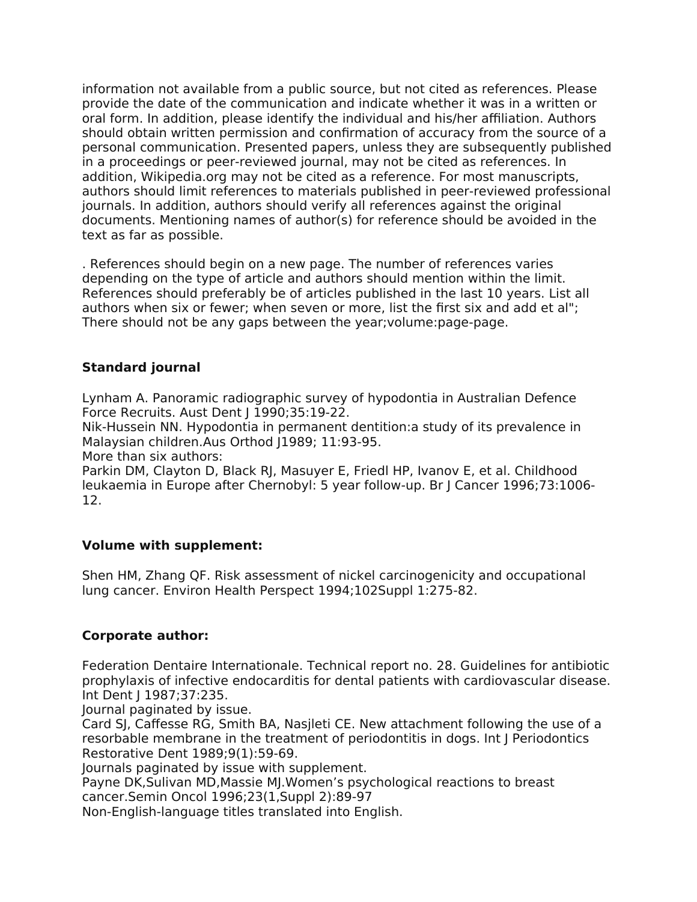information not available from a public source, but not cited as references. Please provide the date of the communication and indicate whether it was in a written or oral form. In addition, please identify the individual and his/her affiliation. Authors should obtain written permission and confirmation of accuracy from the source of a personal communication. Presented papers, unless they are subsequently published in a proceedings or peer-reviewed journal, may not be cited as references. In addition, Wikipedia.org may not be cited as a reference. For most manuscripts, authors should limit references to materials published in peer-reviewed professional journals. In addition, authors should verify all references against the original documents. Mentioning names of author(s) for reference should be avoided in the text as far as possible.

. References should begin on a new page. The number of references varies depending on the type of article and authors should mention within the limit. References should preferably be of articles published in the last 10 years. List all authors when six or fewer; when seven or more, list the first six and add et al"; There should not be any gaps between the year;volume:page-page.

**Standard journal**

Lynham A. Panoramic radiographic survey of hypodontia in Australian Defence Force Recruits. Aust Dent J 1990;35:19-22.
Nik-Hussein NN. Hypodontia in permanent dentition:a study of its prevalence in Malaysian children.Aus Orthod J1989; 11:93-95.
More than six authors:
Parkin DM, Clayton D, Black RJ, Masuyer E, Friedl HP, Ivanov E, et al. Childhood leukaemia in Europe after Chernobyl: 5 year follow-up. Br J Cancer 1996;73:1006-12.

**Volume with supplement:**

Shen HM, Zhang QF. Risk assessment of nickel carcinogenicity and occupational lung cancer. Environ Health Perspect 1994;102Suppl 1:275-82.

**Corporate author:**

Federation Dentaire Internationale. Technical report no. 28. Guidelines for antibiotic prophylaxis of infective endocarditis for dental patients with cardiovascular disease. Int Dent J 1987;37:235.
Journal paginated by issue.
Card SJ, Caffesse RG, Smith BA, Nasjleti CE. New attachment following the use of a resorbable membrane in the treatment of periodontitis in dogs. Int J Periodontics Restorative Dent 1989;9(1):59-69.
Journals paginated by issue with supplement.
Payne DK,Sulivan MD,Massie MJ.Women's psychological reactions to breast cancer.Semin Oncol 1996;23(1,Suppl 2):89-97
Non-English-language titles translated into English.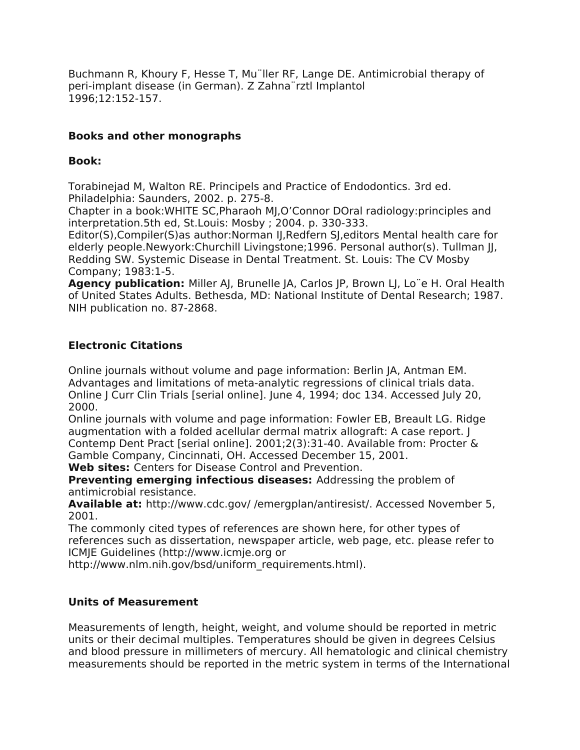Buchmann R, Khoury F, Hesse T, Mu¨ller RF, Lange DE. Antimicrobial therapy of peri-implant disease (in German). Z Zahna¨rztl Implantol 1996;12:152-157.

**Books and other monographs**

**Book:**

Torabinejad M, Walton RE. Principels and Practice of Endodontics. 3rd ed. Philadelphia: Saunders, 2002. p. 275-8.
Chapter in a book:WHITE SC,Pharaoh MJ,O'Connor DOral radiology:principles and interpretation.5th ed, St.Louis: Mosby ; 2004. p. 330-333.
Editor(S),Compiler(S)as author:Norman IJ,Redfern SJ,editors Mental health care for elderly people.Newyork:Churchill Livingstone;1996. Personal author(s). Tullman JJ, Redding SW. Systemic Disease in Dental Treatment. St. Louis: The CV Mosby Company; 1983:1-5.
**Agency publication:** Miller AJ, Brunelle JA, Carlos JP, Brown LJ, Lo¨e H. Oral Health of United States Adults. Bethesda, MD: National Institute of Dental Research; 1987. NIH publication no. 87-2868.

**Electronic Citations**

Online journals without volume and page information: Berlin JA, Antman EM. Advantages and limitations of meta-analytic regressions of clinical trials data. Online J Curr Clin Trials [serial online]. June 4, 1994; doc 134. Accessed July 20, 2000.
Online journals with volume and page information: Fowler EB, Breault LG. Ridge augmentation with a folded acellular dermal matrix allograft: A case report. J Contemp Dent Pract [serial online]. 2001;2(3):31-40. Available from: Procter & Gamble Company, Cincinnati, OH. Accessed December 15, 2001.
**Web sites:** Centers for Disease Control and Prevention.
**Preventing emerging infectious diseases:** Addressing the problem of antimicrobial resistance.
**Available at:** http://www.cdc.gov/ /emergplan/antiresist/. Accessed November 5, 2001.
The commonly cited types of references are shown here, for other types of references such as dissertation, newspaper article, web page, etc. please refer to ICMJE Guidelines (http://www.icmje.org or http://www.nlm.nih.gov/bsd/uniform_requirements.html).

**Units of Measurement**

Measurements of length, height, weight, and volume should be reported in metric units or their decimal multiples. Temperatures should be given in degrees Celsius and blood pressure in millimeters of mercury. All hematologic and clinical chemistry measurements should be reported in the metric system in terms of the International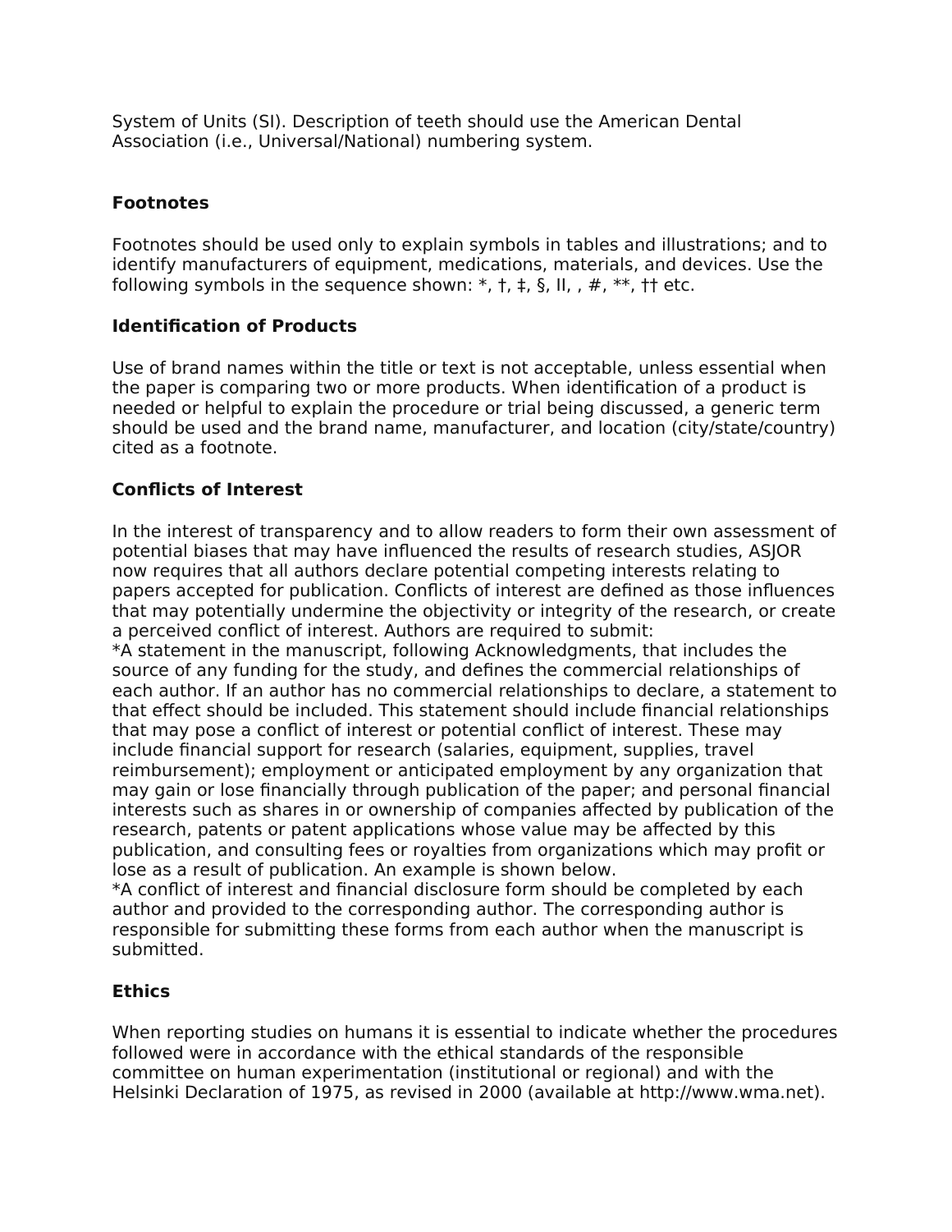System of Units (SI). Description of teeth should use the American Dental Association (i.e., Universal/National) numbering system.

**Footnotes**

Footnotes should be used only to explain symbols in tables and illustrations; and to identify manufacturers of equipment, medications, materials, and devices. Use the following symbols in the sequence shown: *, †, ‡, §, II, , #, **, †† etc.

**Identification of Products**

Use of brand names within the title or text is not acceptable, unless essential when the paper is comparing two or more products. When identification of a product is needed or helpful to explain the procedure or trial being discussed, a generic term should be used and the brand name, manufacturer, and location (city/state/country) cited as a footnote.

**Conflicts of Interest**

In the interest of transparency and to allow readers to form their own assessment of potential biases that may have influenced the results of research studies, ASJOR now requires that all authors declare potential competing interests relating to papers accepted for publication. Conflicts of interest are defined as those influences that may potentially undermine the objectivity or integrity of the research, or create a perceived conflict of interest. Authors are required to submit:
*A statement in the manuscript, following Acknowledgments, that includes the source of any funding for the study, and defines the commercial relationships of each author. If an author has no commercial relationships to declare, a statement to that effect should be included. This statement should include financial relationships that may pose a conflict of interest or potential conflict of interest. These may include financial support for research (salaries, equipment, supplies, travel reimbursement); employment or anticipated employment by any organization that may gain or lose financially through publication of the paper; and personal financial interests such as shares in or ownership of companies affected by publication of the research, patents or patent applications whose value may be affected by this publication, and consulting fees or royalties from organizations which may profit or lose as a result of publication. An example is shown below.
*A conflict of interest and financial disclosure form should be completed by each author and provided to the corresponding author. The corresponding author is responsible for submitting these forms from each author when the manuscript is submitted.

**Ethics**

When reporting studies on humans it is essential to indicate whether the procedures followed were in accordance with the ethical standards of the responsible committee on human experimentation (institutional or regional) and with the Helsinki Declaration of 1975, as revised in 2000 (available at http://www.wma.net).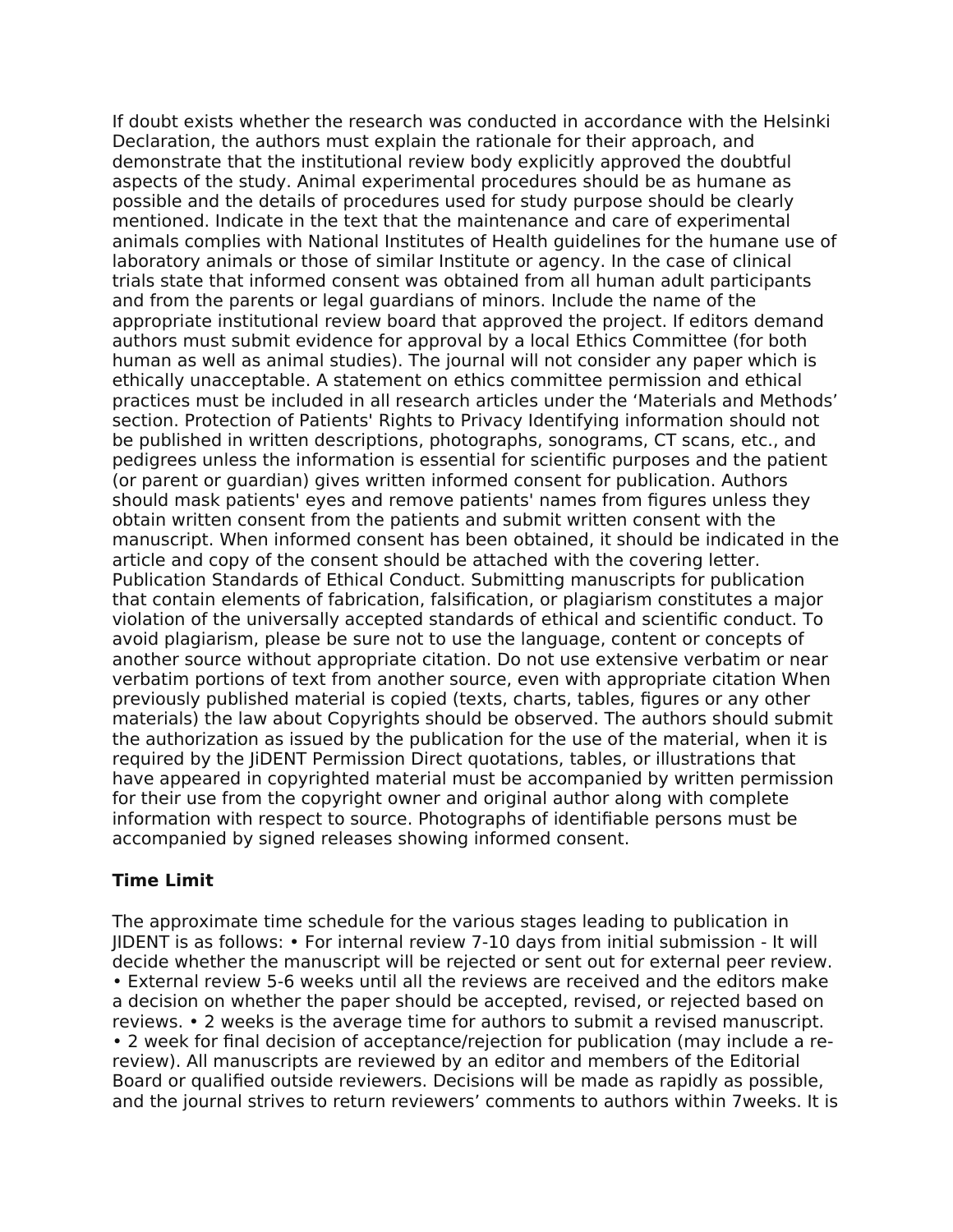If doubt exists whether the research was conducted in accordance with the Helsinki Declaration, the authors must explain the rationale for their approach, and demonstrate that the institutional review body explicitly approved the doubtful aspects of the study. Animal experimental procedures should be as humane as possible and the details of procedures used for study purpose should be clearly mentioned. Indicate in the text that the maintenance and care of experimental animals complies with National Institutes of Health guidelines for the humane use of laboratory animals or those of similar Institute or agency. In the case of clinical trials state that informed consent was obtained from all human adult participants and from the parents or legal guardians of minors. Include the name of the appropriate institutional review board that approved the project. If editors demand authors must submit evidence for approval by a local Ethics Committee (for both human as well as animal studies). The journal will not consider any paper which is ethically unacceptable. A statement on ethics committee permission and ethical practices must be included in all research articles under the 'Materials and Methods' section. Protection of Patients' Rights to Privacy Identifying information should not be published in written descriptions, photographs, sonograms, CT scans, etc., and pedigrees unless the information is essential for scientific purposes and the patient (or parent or guardian) gives written informed consent for publication. Authors should mask patients' eyes and remove patients' names from figures unless they obtain written consent from the patients and submit written consent with the manuscript. When informed consent has been obtained, it should be indicated in the article and copy of the consent should be attached with the covering letter. Publication Standards of Ethical Conduct. Submitting manuscripts for publication that contain elements of fabrication, falsification, or plagiarism constitutes a major violation of the universally accepted standards of ethical and scientific conduct. To avoid plagiarism, please be sure not to use the language, content or concepts of another source without appropriate citation. Do not use extensive verbatim or near verbatim portions of text from another source, even with appropriate citation When previously published material is copied (texts, charts, tables, figures or any other materials) the law about Copyrights should be observed. The authors should submit the authorization as issued by the publication for the use of the material, when it is required by the JiDENT Permission Direct quotations, tables, or illustrations that have appeared in copyrighted material must be accompanied by written permission for their use from the copyright owner and original author along with complete information with respect to source. Photographs of identifiable persons must be accompanied by signed releases showing informed consent.

**Time Limit**

The approximate time schedule for the various stages leading to publication in JIDENT is as follows: • For internal review 7-10 days from initial submission - It will decide whether the manuscript will be rejected or sent out for external peer review. • External review 5-6 weeks until all the reviews are received and the editors make a decision on whether the paper should be accepted, revised, or rejected based on reviews. • 2 weeks is the average time for authors to submit a revised manuscript. • 2 week for final decision of acceptance/rejection for publication (may include a re-review). All manuscripts are reviewed by an editor and members of the Editorial Board or qualified outside reviewers. Decisions will be made as rapidly as possible, and the journal strives to return reviewers' comments to authors within 7weeks. It is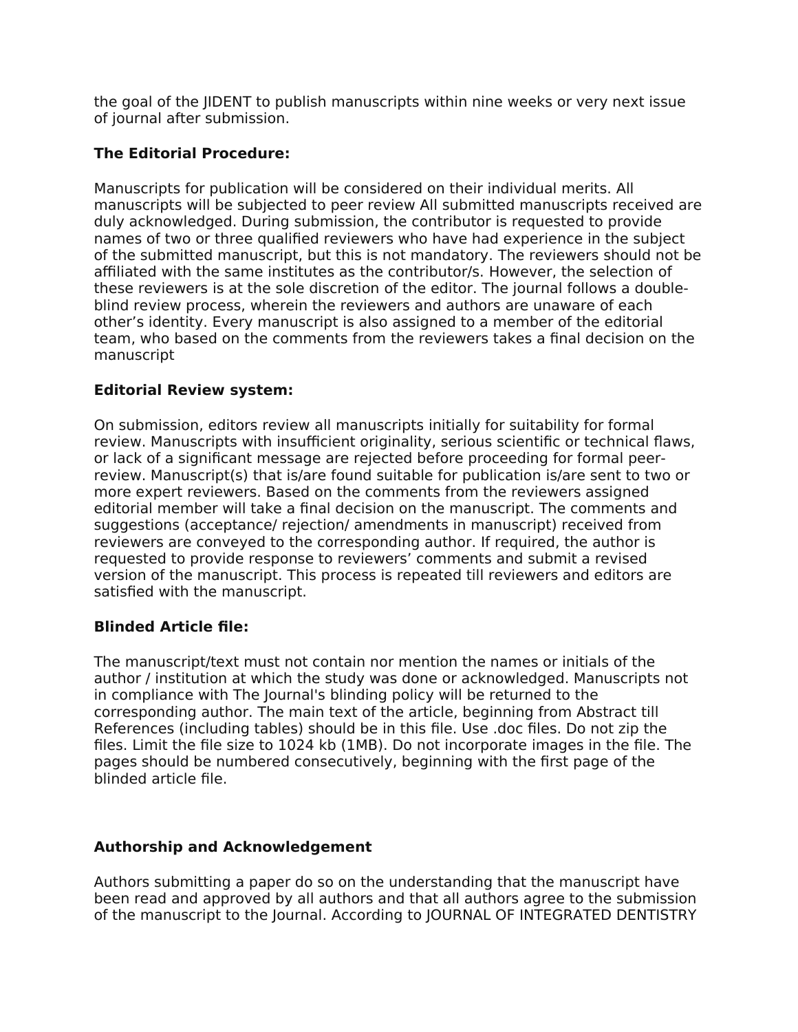the goal of the JIDENT to publish manuscripts within nine weeks or very next issue of journal after submission.

**The Editorial Procedure:**

Manuscripts for publication will be considered on their individual merits. All manuscripts will be subjected to peer review All submitted manuscripts received are duly acknowledged. During submission, the contributor is requested to provide names of two or three qualified reviewers who have had experience in the subject of the submitted manuscript, but this is not mandatory. The reviewers should not be affiliated with the same institutes as the contributor/s. However, the selection of these reviewers is at the sole discretion of the editor. The journal follows a double-blind review process, wherein the reviewers and authors are unaware of each other's identity. Every manuscript is also assigned to a member of the editorial team, who based on the comments from the reviewers takes a final decision on the manuscript

**Editorial Review system:**

On submission, editors review all manuscripts initially for suitability for formal review. Manuscripts with insufficient originality, serious scientific or technical flaws, or lack of a significant message are rejected before proceeding for formal peer-review. Manuscript(s) that is/are found suitable for publication is/are sent to two or more expert reviewers. Based on the comments from the reviewers assigned editorial member will take a final decision on the manuscript. The comments and suggestions (acceptance/ rejection/ amendments in manuscript) received from reviewers are conveyed to the corresponding author. If required, the author is requested to provide response to reviewers' comments and submit a revised version of the manuscript. This process is repeated till reviewers and editors are satisfied with the manuscript.

**Blinded Article file:**

The manuscript/text must not contain nor mention the names or initials of the author / institution at which the study was done or acknowledged. Manuscripts not in compliance with The Journal's blinding policy will be returned to the corresponding author. The main text of the article, beginning from Abstract till References (including tables) should be in this file. Use .doc files. Do not zip the files. Limit the file size to 1024 kb (1MB). Do not incorporate images in the file. The pages should be numbered consecutively, beginning with the first page of the blinded article file.

**Authorship and Acknowledgement**

Authors submitting a paper do so on the understanding that the manuscript have been read and approved by all authors and that all authors agree to the submission of the manuscript to the Journal. According to JOURNAL OF INTEGRATED DENTISTRY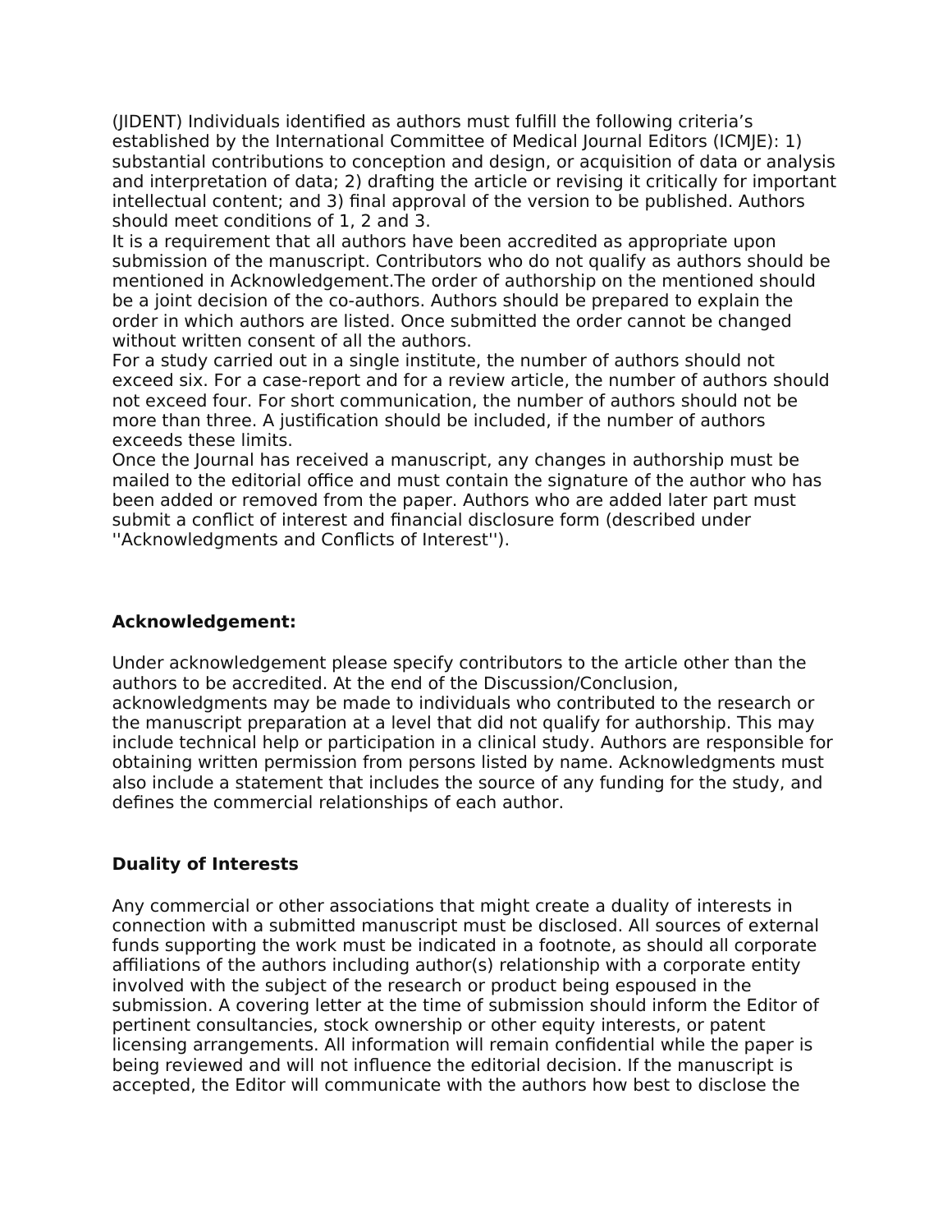(JIDENT) Individuals identified as authors must fulfill the following criteria's established by the International Committee of Medical Journal Editors (ICMJE): 1) substantial contributions to conception and design, or acquisition of data or analysis and interpretation of data; 2) drafting the article or revising it critically for important intellectual content; and 3) final approval of the version to be published. Authors should meet conditions of 1, 2 and 3.

It is a requirement that all authors have been accredited as appropriate upon submission of the manuscript. Contributors who do not qualify as authors should be mentioned in Acknowledgement.The order of authorship on the mentioned should be a joint decision of the co-authors. Authors should be prepared to explain the order in which authors are listed. Once submitted the order cannot be changed without written consent of all the authors.

For a study carried out in a single institute, the number of authors should not exceed six. For a case-report and for a review article, the number of authors should not exceed four. For short communication, the number of authors should not be more than three. A justification should be included, if the number of authors exceeds these limits.

Once the Journal has received a manuscript, any changes in authorship must be mailed to the editorial office and must contain the signature of the author who has been added or removed from the paper. Authors who are added later part must submit a conflict of interest and financial disclosure form (described under ''Acknowledgments and Conflicts of Interest'').

**Acknowledgement:**

Under acknowledgement please specify contributors to the article other than the authors to be accredited. At the end of the Discussion/Conclusion, acknowledgments may be made to individuals who contributed to the research or the manuscript preparation at a level that did not qualify for authorship. This may include technical help or participation in a clinical study. Authors are responsible for obtaining written permission from persons listed by name. Acknowledgments must also include a statement that includes the source of any funding for the study, and defines the commercial relationships of each author.

**Duality of Interests**

Any commercial or other associations that might create a duality of interests in connection with a submitted manuscript must be disclosed. All sources of external funds supporting the work must be indicated in a footnote, as should all corporate affiliations of the authors including author(s) relationship with a corporate entity involved with the subject of the research or product being espoused in the submission. A covering letter at the time of submission should inform the Editor of pertinent consultancies, stock ownership or other equity interests, or patent licensing arrangements. All information will remain confidential while the paper is being reviewed and will not influence the editorial decision. If the manuscript is accepted, the Editor will communicate with the authors how best to disclose the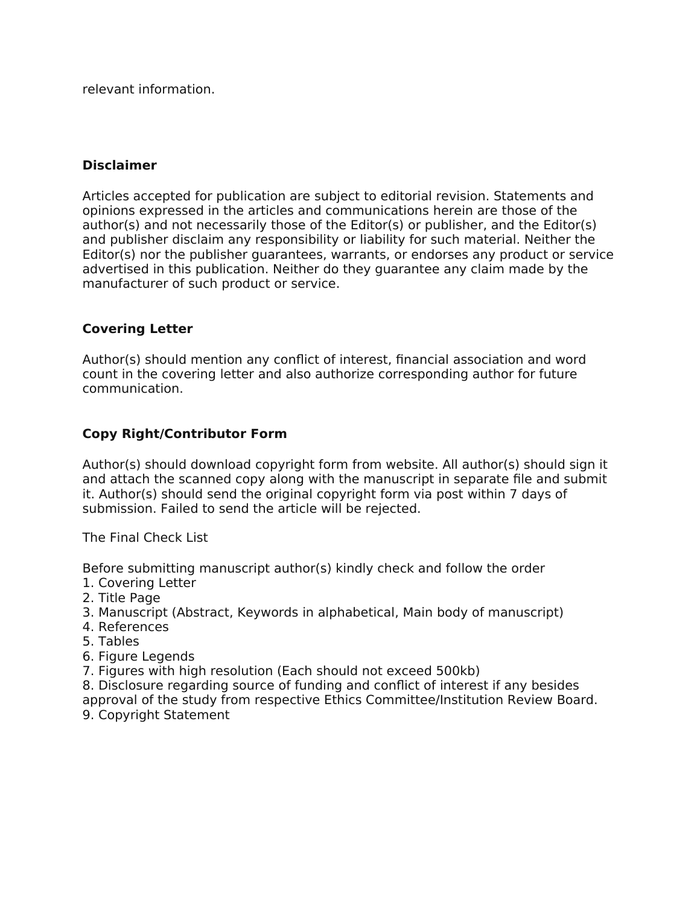relevant information.

**Disclaimer**

Articles accepted for publication are subject to editorial revision. Statements and opinions expressed in the articles and communications herein are those of the author(s) and not necessarily those of the Editor(s) or publisher, and the Editor(s) and publisher disclaim any responsibility or liability for such material. Neither the Editor(s) nor the publisher guarantees, warrants, or endorses any product or service advertised in this publication. Neither do they guarantee any claim made by the manufacturer of such product or service.

**Covering Letter**

Author(s) should mention any conflict of interest, financial association and word count in the covering letter and also authorize corresponding author for future communication.

**Copy Right/Contributor Form**

Author(s) should download copyright form from website. All author(s) should sign it and attach the scanned copy along with the manuscript in separate file and submit it. Author(s) should send the original copyright form via post within 7 days of submission. Failed to send the article will be rejected.

The Final Check List

Before submitting manuscript author(s) kindly check and follow the order
1. Covering Letter
2. Title Page
3. Manuscript (Abstract, Keywords in alphabetical, Main body of manuscript)
4. References
5. Tables
6. Figure Legends
7. Figures with high resolution (Each should not exceed 500kb)
8. Disclosure regarding source of funding and conflict of interest if any besides approval of the study from respective Ethics Committee/Institution Review Board.
9. Copyright Statement